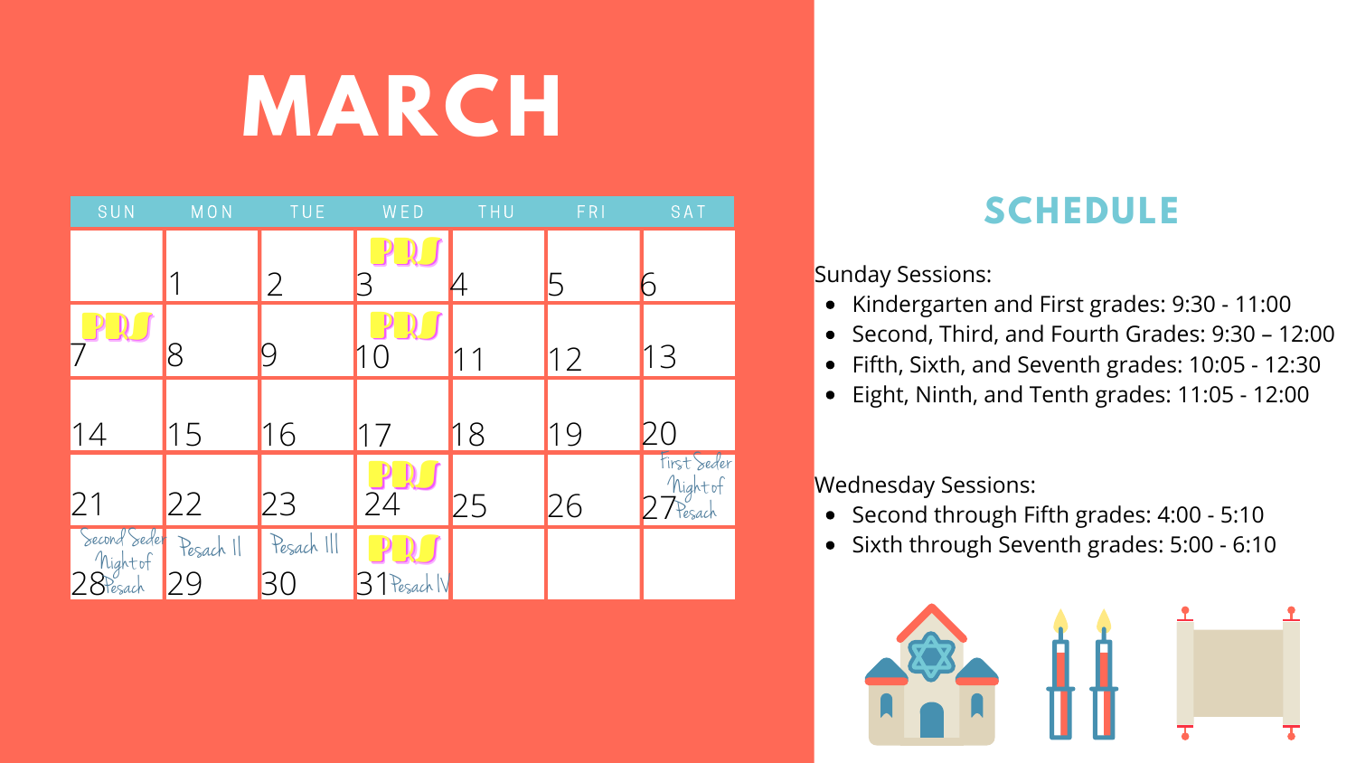# MARCH

| SUN | MON | TUE | WED | THU | FRI | SAT |
|---|---|---|---|---|---|---|
| | 1 | 2 | PRS 3 | 4 | 5 | 6 |
| PRS 7 | 8 | 9 | PRS 10 | 11 | 12 | 13 |
| 14 | 15 | 16 | 17 | 18 | 19 | 20 |
| 21 | 22 | 23 | PRS 24 | 25 | 26 | First Seder Night of Pesach 27 |
| Second Seder Night of Pesach 28 | Pesach II 29 | Pesach III 30 | PRS 31 Pesach IV | | | |

## SCHEDULE

Sunday Sessions:

- Kindergarten and First grades: 9:30 - 11:00
- Second, Third, and Fourth Grades: 9:30 – 12:00
- Fifth, Sixth, and Seventh grades: 10:05 - 12:30
- Eight, Ninth, and Tenth grades: 11:05 - 12:00

Wednesday Sessions:

- Second through Fifth grades: 4:00 - 5:10
- Sixth through Seventh grades: 5:00 - 6:10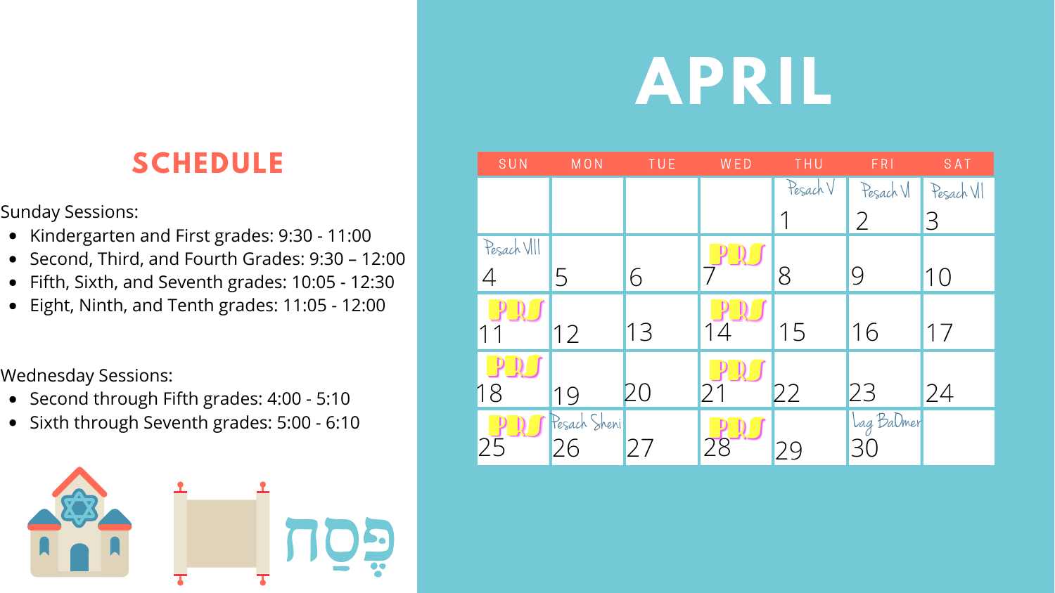## SCHEDULE

Sunday Sessions:

- Kindergarten and First grades: 9:30 - 11:00
- Second, Third, and Fourth Grades: 9:30 – 12:00
- Fifth, Sixth, and Seventh grades: 10:05 - 12:30
- Eight, Ninth, and Tenth grades: 11:05 - 12:00

Wednesday Sessions:

- Second through Fifth grades: 4:00 - 5:10
- Sixth through Seventh grades: 5:00 - 6:10

פֶּסַח

# APRIL

| SUN | MON | TUE | WED | THU | FRI | SAT |
|---|---|---|---|---|---|---|
| | | | | Pesach V 1 | Pesach VI 2 | Pesach VII 3 |
| Pesach VIII 4 | 5 | 6 | PRS 7 | 8 | 9 | 10 |
| PRS 11 | 12 | 13 | PRS 14 | 15 | 16 | 17 |
| PRS 18 | 19 | 20 | PRS 21 | 22 | 23 | 24 |
| PRS 25 | Pesach Sheni 26 | 27 | PRS 28 | 29 | Lag BaOmer 30 | |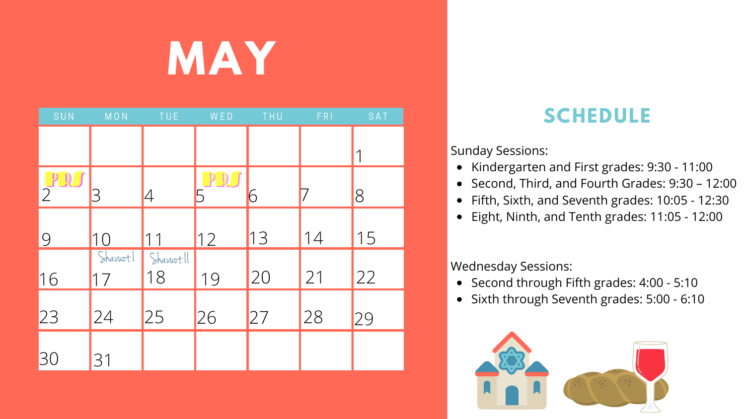# MAY

| SUN | MON | TUE | WED | THU | FRI | SAT |
|---|---|---|---|---|---|---|
| | | | | | | 1 |
| PRS 2 | 3 | 4 | PRS 5 | 6 | 7 | 8 |
| 9 | 10 | 11 | 12 | 13 | 14 | 15 |
| 16 | Shavuot I 17 | Shavuot II 18 | 19 | 20 | 21 | 22 |
| 23 | 24 | 25 | 26 | 27 | 28 | 29 |
| 30 | 31 | | | | | |

## SCHEDULE

Sunday Sessions:

- Kindergarten and First grades: 9:30 - 11:00
- Second, Third, and Fourth Grades: 9:30 – 12:00
- Fifth, Sixth, and Seventh grades: 10:05 - 12:30
- Eight, Ninth, and Tenth grades: 11:05 - 12:00

Wednesday Sessions:

- Second through Fifth grades: 4:00 - 5:10
- Sixth through Seventh grades: 5:00 - 6:10